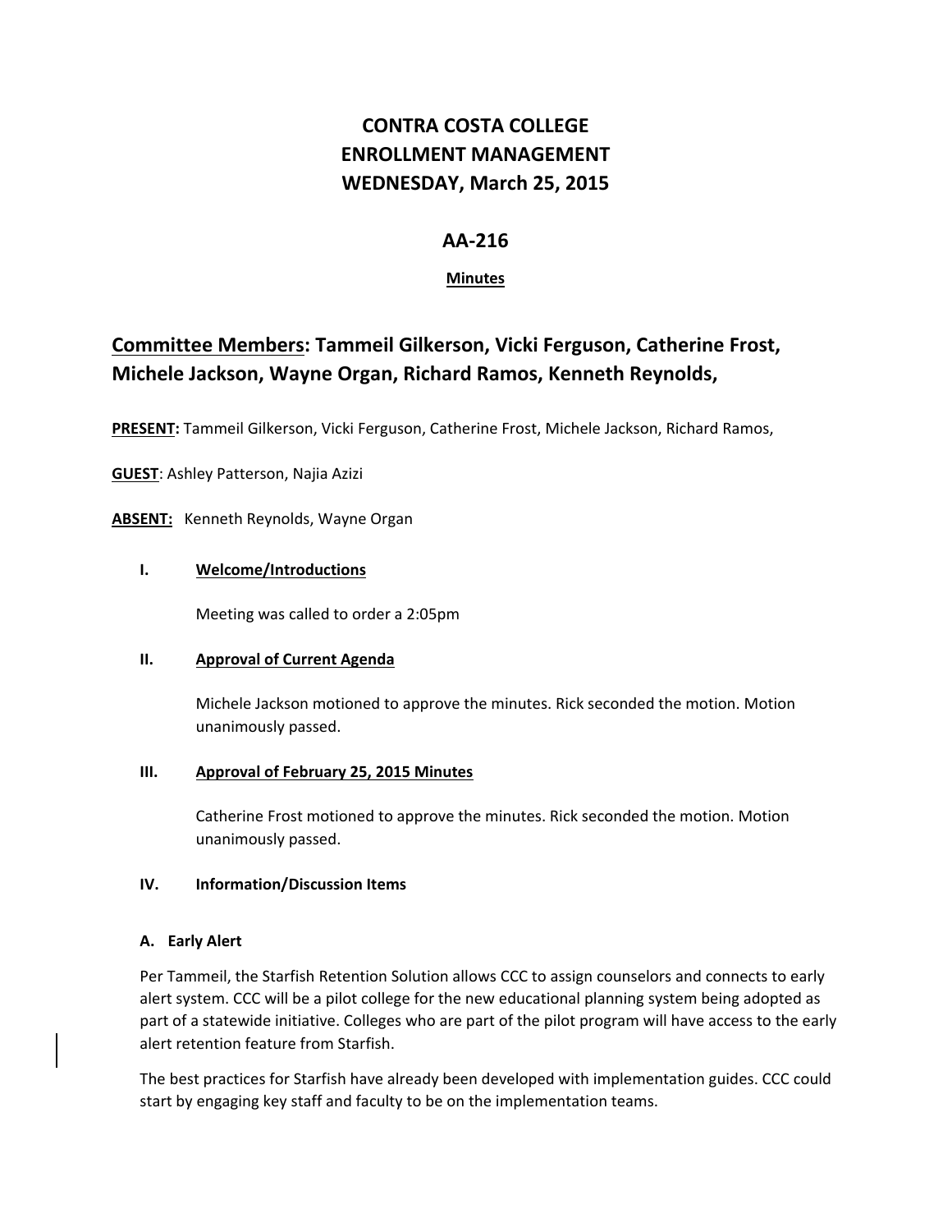# CONTRA COSTA COLLEGE
# ENROLLMENT MANAGEMENT
# WEDNESDAY, March 25, 2015

## AA-216

**Minutes**

## Committee Members: Tammeil Gilkerson, Vicki Ferguson, Catherine Frost, Michele Jackson, Wayne Organ, Richard Ramos, Kenneth Reynolds,

**PRESENT:** Tammeil Gilkerson, Vicki Ferguson, Catherine Frost, Michele Jackson, Richard Ramos,

**GUEST**: Ashley Patterson, Najia Azizi

**ABSENT:** Kenneth Reynolds, Wayne Organ

### I. Welcome/Introductions

Meeting was called to order a 2:05pm

### II. Approval of Current Agenda

Michele Jackson motioned to approve the minutes. Rick seconded the motion. Motion unanimously passed.

### III. Approval of February 25, 2015 Minutes

Catherine Frost motioned to approve the minutes. Rick seconded the motion. Motion unanimously passed.

### IV. Information/Discussion Items

#### A. Early Alert

Per Tammeil, the Starfish Retention Solution allows CCC to assign counselors and connects to early alert system. CCC will be a pilot college for the new educational planning system being adopted as part of a statewide initiative. Colleges who are part of the pilot program will have access to the early alert retention feature from Starfish.

The best practices for Starfish have already been developed with implementation guides. CCC could start by engaging key staff and faculty to be on the implementation teams.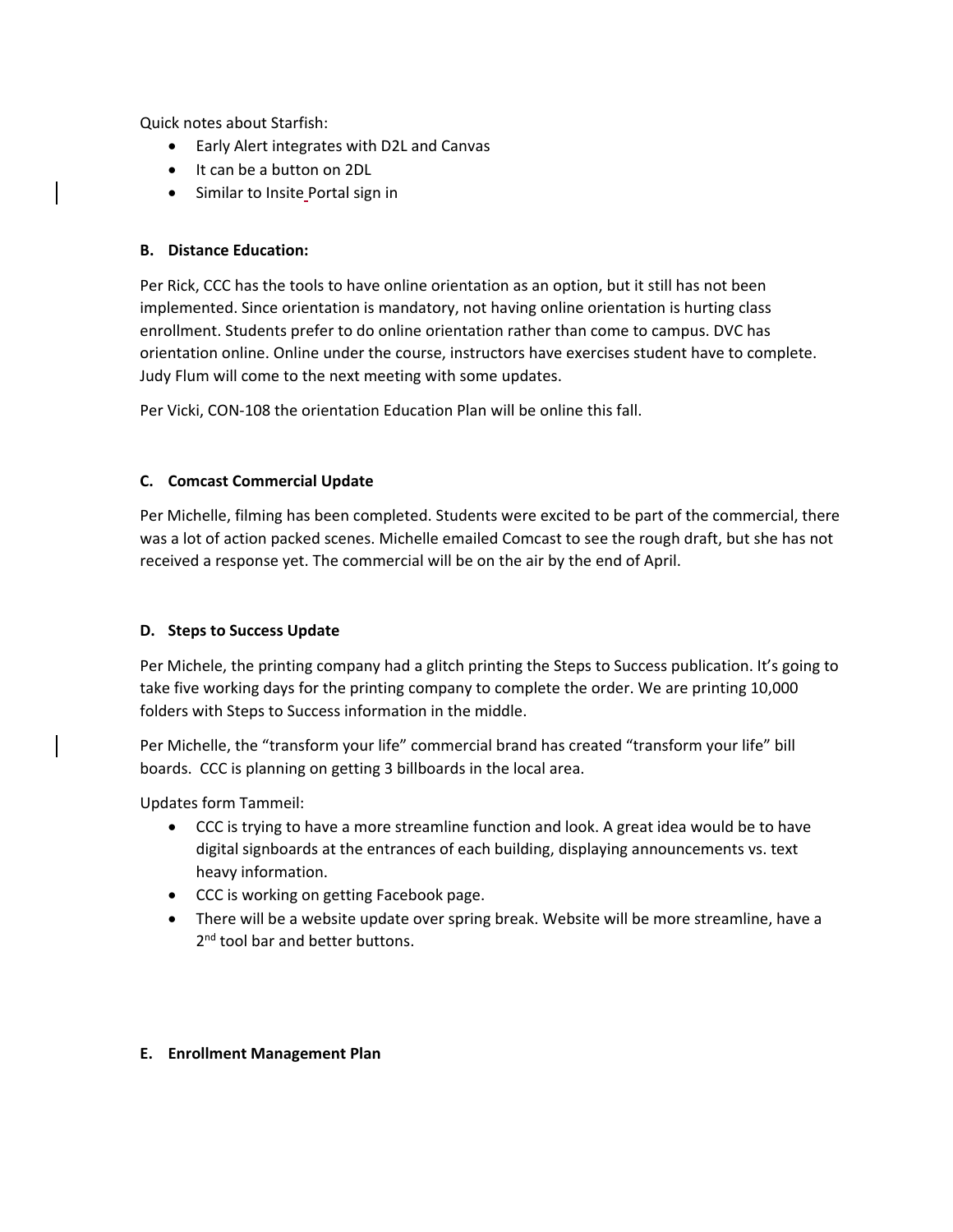Quick notes about Starfish:

- Early Alert integrates with D2L and Canvas
- It can be a button on 2DL
- Similar to Insite Portal sign in

**B. Distance Education:**

Per Rick, CCC has the tools to have online orientation as an option, but it still has not been implemented. Since orientation is mandatory, not having online orientation is hurting class enrollment. Students prefer to do online orientation rather than come to campus. DVC has orientation online. Online under the course, instructors have exercises student have to complete. Judy Flum will come to the next meeting with some updates.

Per Vicki, CON-108 the orientation Education Plan will be online this fall.

**C. Comcast Commercial Update**

Per Michelle, filming has been completed. Students were excited to be part of the commercial, there was a lot of action packed scenes. Michelle emailed Comcast to see the rough draft, but she has not received a response yet. The commercial will be on the air by the end of April.

**D. Steps to Success Update**

Per Michele, the printing company had a glitch printing the Steps to Success publication. It's going to take five working days for the printing company to complete the order. We are printing 10,000 folders with Steps to Success information in the middle.

Per Michelle, the "transform your life" commercial brand has created "transform your life" bill boards. CCC is planning on getting 3 billboards in the local area.

Updates form Tammeil:

- CCC is trying to have a more streamline function and look. A great idea would be to have digital signboards at the entrances of each building, displaying announcements vs. text heavy information.
- CCC is working on getting Facebook page.
- There will be a website update over spring break. Website will be more streamline, have a 2nd tool bar and better buttons.

**E. Enrollment Management Plan**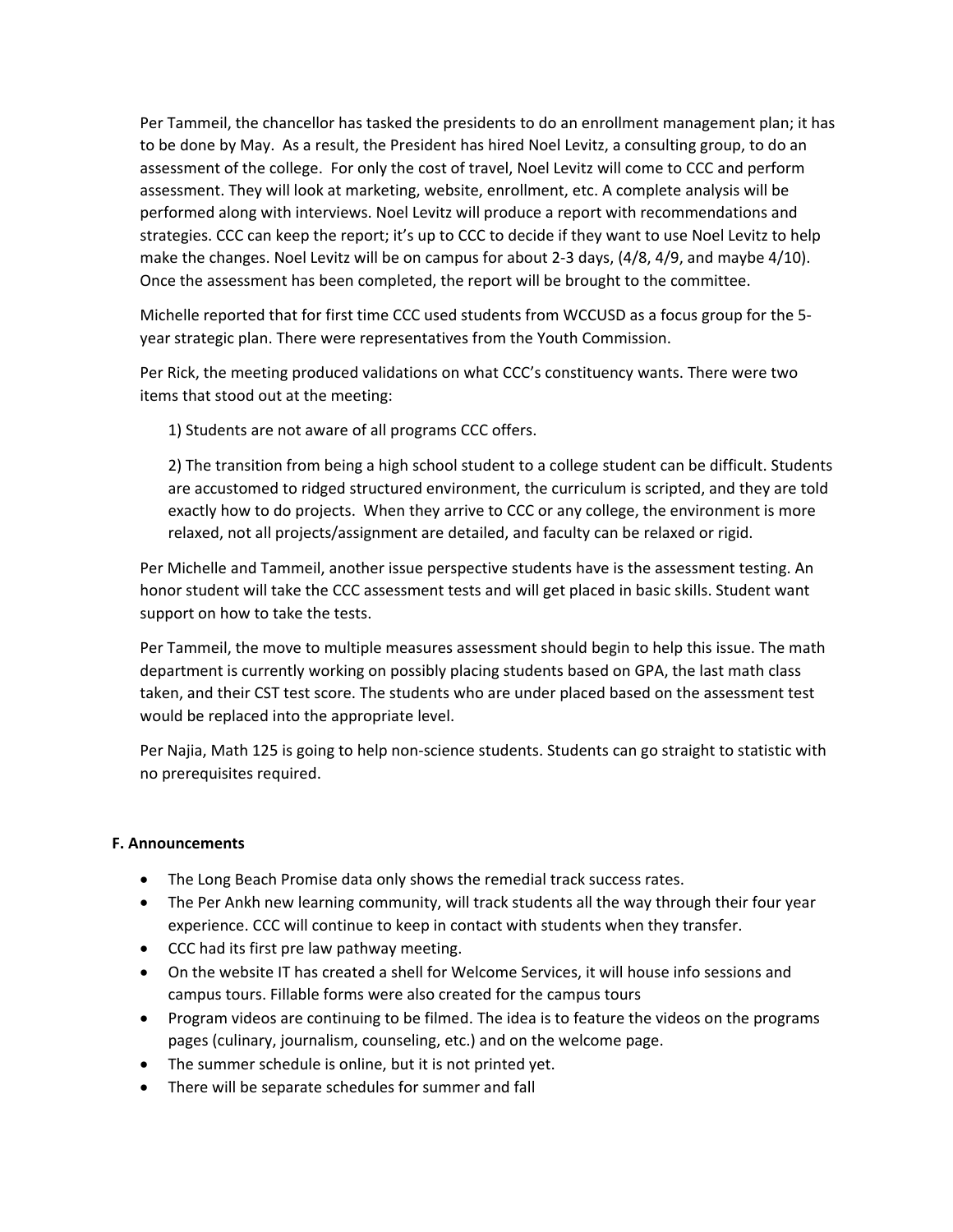Per Tammeil, the chancellor has tasked the presidents to do an enrollment management plan; it has to be done by May. As a result, the President has hired Noel Levitz, a consulting group, to do an assessment of the college. For only the cost of travel, Noel Levitz will come to CCC and perform assessment. They will look at marketing, website, enrollment, etc. A complete analysis will be performed along with interviews. Noel Levitz will produce a report with recommendations and strategies. CCC can keep the report; it's up to CCC to decide if they want to use Noel Levitz to help make the changes. Noel Levitz will be on campus for about 2-3 days, (4/8, 4/9, and maybe 4/10). Once the assessment has been completed, the report will be brought to the committee.

Michelle reported that for first time CCC used students from WCCUSD as a focus group for the 5-year strategic plan. There were representatives from the Youth Commission.

Per Rick, the meeting produced validations on what CCC's constituency wants. There were two items that stood out at the meeting:

1) Students are not aware of all programs CCC offers.

2) The transition from being a high school student to a college student can be difficult. Students are accustomed to ridged structured environment, the curriculum is scripted, and they are told exactly how to do projects. When they arrive to CCC or any college, the environment is more relaxed, not all projects/assignment are detailed, and faculty can be relaxed or rigid.

Per Michelle and Tammeil, another issue perspective students have is the assessment testing. An honor student will take the CCC assessment tests and will get placed in basic skills. Student want support on how to take the tests.

Per Tammeil, the move to multiple measures assessment should begin to help this issue. The math department is currently working on possibly placing students based on GPA, the last math class taken, and their CST test score. The students who are under placed based on the assessment test would be replaced into the appropriate level.

Per Najia, Math 125 is going to help non-science students. Students can go straight to statistic with no prerequisites required.

**F. Announcements**

- The Long Beach Promise data only shows the remedial track success rates.
- The Per Ankh new learning community, will track students all the way through their four year experience. CCC will continue to keep in contact with students when they transfer.
- CCC had its first pre law pathway meeting.
- On the website IT has created a shell for Welcome Services, it will house info sessions and campus tours. Fillable forms were also created for the campus tours
- Program videos are continuing to be filmed. The idea is to feature the videos on the programs pages (culinary, journalism, counseling, etc.) and on the welcome page.
- The summer schedule is online, but it is not printed yet.
- There will be separate schedules for summer and fall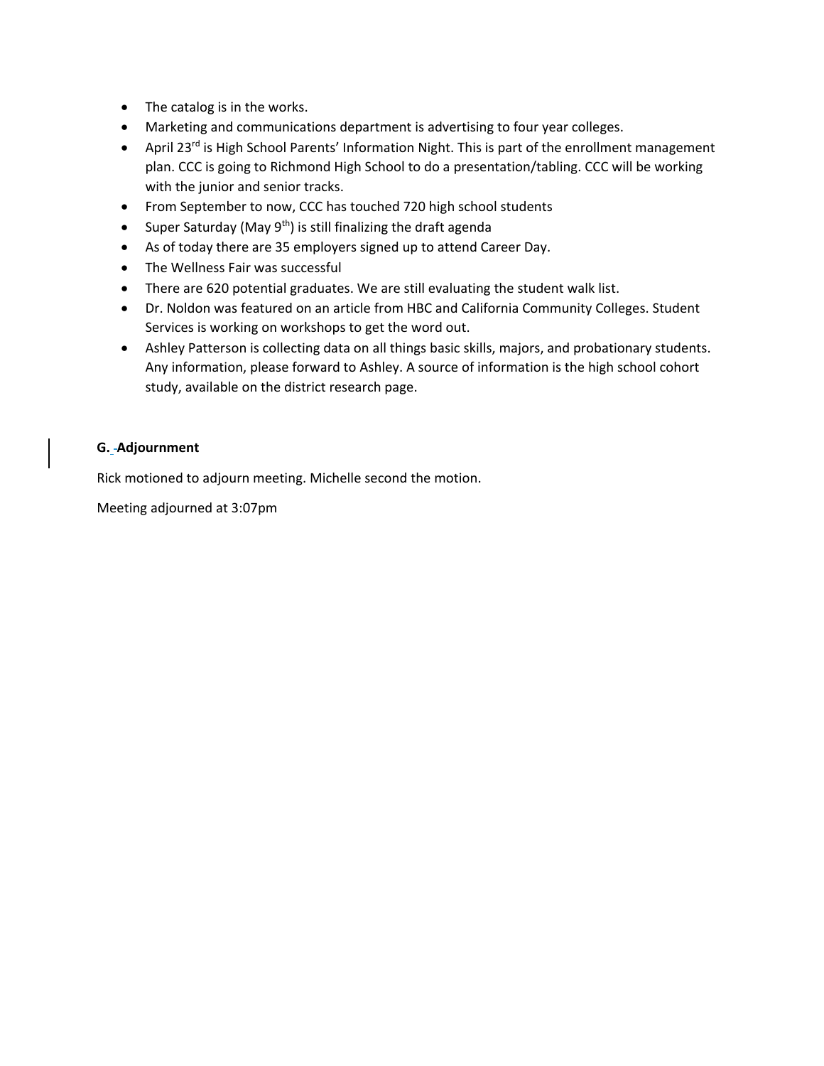- The catalog is in the works.
- Marketing and communications department is advertising to four year colleges.
- April 23rd is High School Parents' Information Night. This is part of the enrollment management plan. CCC is going to Richmond High School to do a presentation/tabling. CCC will be working with the junior and senior tracks.
- From September to now, CCC has touched 720 high school students
- Super Saturday (May 9th) is still finalizing the draft agenda
- As of today there are 35 employers signed up to attend Career Day.
- The Wellness Fair was successful
- There are 620 potential graduates. We are still evaluating the student walk list.
- Dr. Noldon was featured on an article from HBC and California Community Colleges. Student Services is working on workshops to get the word out.
- Ashley Patterson is collecting data on all things basic skills, majors, and probationary students. Any information, please forward to Ashley. A source of information is the high school cohort study, available on the district research page.

**G. Adjournment**

Rick motioned to adjourn meeting. Michelle second the motion.

Meeting adjourned at 3:07pm